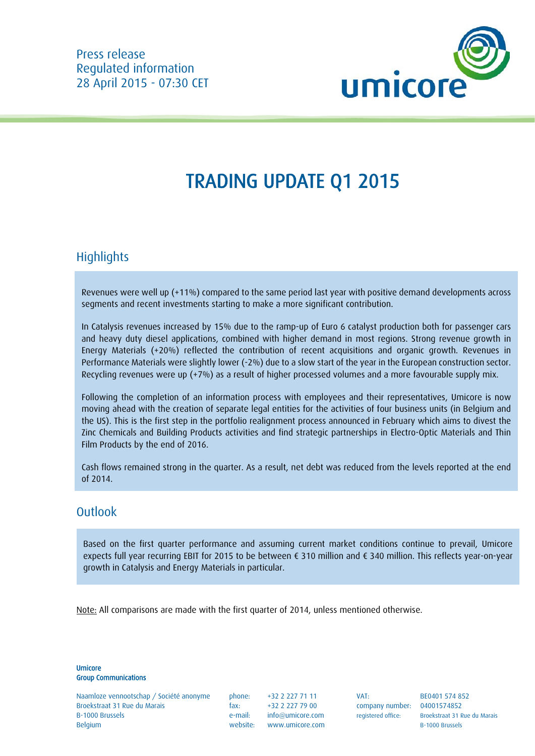Press release
Regulated information
28 April 2015 - 07:30 CET

# TRADING UPDATE Q1 2015

## Highlights

Revenues were well up (+11%) compared to the same period last year with positive demand developments across segments and recent investments starting to make a more significant contribution.

In Catalysis revenues increased by 15% due to the ramp-up of Euro 6 catalyst production both for passenger cars and heavy duty diesel applications, combined with higher demand in most regions. Strong revenue growth in Energy Materials (+20%) reflected the contribution of recent acquisitions and organic growth. Revenues in Performance Materials were slightly lower (-2%) due to a slow start of the year in the European construction sector. Recycling revenues were up (+7%) as a result of higher processed volumes and a more favourable supply mix.

Following the completion of an information process with employees and their representatives, Umicore is now moving ahead with the creation of separate legal entities for the activities of four business units (in Belgium and the US). This is the first step in the portfolio realignment process announced in February which aims to divest the Zinc Chemicals and Building Products activities and find strategic partnerships in Electro-Optic Materials and Thin Film Products by the end of 2016.

Cash flows remained strong in the quarter. As a result, net debt was reduced from the levels reported at the end of 2014.

## Outlook

Based on the first quarter performance and assuming current market conditions continue to prevail, Umicore expects full year recurring EBIT for 2015 to be between € 310 million and € 340 million. This reflects year-on-year growth in Catalysis and Energy Materials in particular.

Note: All comparisons are made with the first quarter of 2014, unless mentioned otherwise.

**Umicore**
**Group Communications**

Naamloze vennootschap / Société anonyme
Broekstraat 31 Rue du Marais
B-1000 Brussels
Belgium

phone: +32 2 227 71 11
fax: +32 2 227 79 00
e-mail: info@umicore.com
website: www.umicore.com

VAT: BE0401 574 852
company number: 04001574852
registered office: Broekstraat 31 Rue du Marais B-1000 Brussels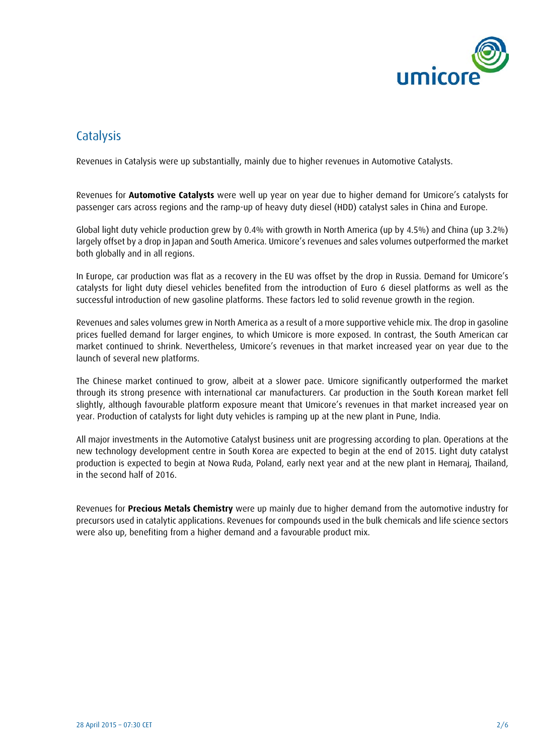## Catalysis

Revenues in Catalysis were up substantially, mainly due to higher revenues in Automotive Catalysts.

Revenues for **Automotive Catalysts** were well up year on year due to higher demand for Umicore's catalysts for passenger cars across regions and the ramp-up of heavy duty diesel (HDD) catalyst sales in China and Europe.

Global light duty vehicle production grew by 0.4% with growth in North America (up by 4.5%) and China (up 3.2%) largely offset by a drop in Japan and South America. Umicore's revenues and sales volumes outperformed the market both globally and in all regions.

In Europe, car production was flat as a recovery in the EU was offset by the drop in Russia. Demand for Umicore's catalysts for light duty diesel vehicles benefited from the introduction of Euro 6 diesel platforms as well as the successful introduction of new gasoline platforms. These factors led to solid revenue growth in the region.

Revenues and sales volumes grew in North America as a result of a more supportive vehicle mix. The drop in gasoline prices fuelled demand for larger engines, to which Umicore is more exposed. In contrast, the South American car market continued to shrink. Nevertheless, Umicore's revenues in that market increased year on year due to the launch of several new platforms.

The Chinese market continued to grow, albeit at a slower pace. Umicore significantly outperformed the market through its strong presence with international car manufacturers. Car production in the South Korean market fell slightly, although favourable platform exposure meant that Umicore's revenues in that market increased year on year. Production of catalysts for light duty vehicles is ramping up at the new plant in Pune, India.

All major investments in the Automotive Catalyst business unit are progressing according to plan. Operations at the new technology development centre in South Korea are expected to begin at the end of 2015. Light duty catalyst production is expected to begin at Nowa Ruda, Poland, early next year and at the new plant in Hemaraj, Thailand, in the second half of 2016.

Revenues for **Precious Metals Chemistry** were up mainly due to higher demand from the automotive industry for precursors used in catalytic applications. Revenues for compounds used in the bulk chemicals and life science sectors were also up, benefiting from a higher demand and a favourable product mix.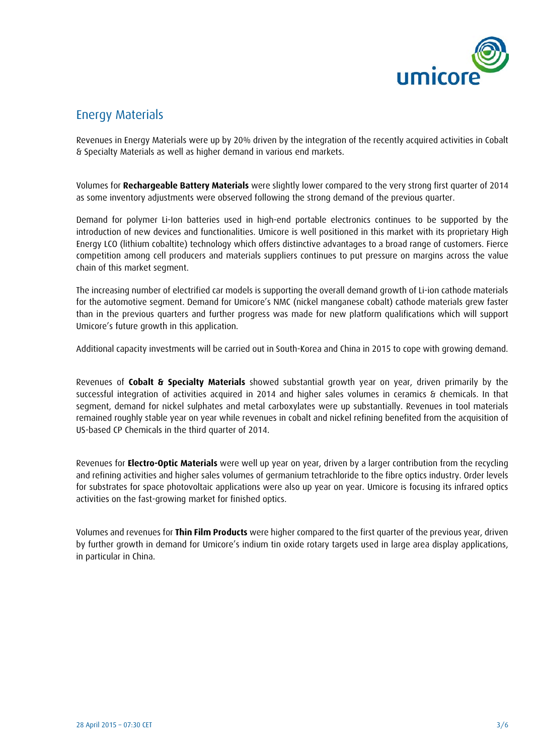## Energy Materials

Revenues in Energy Materials were up by 20% driven by the integration of the recently acquired activities in Cobalt & Specialty Materials as well as higher demand in various end markets.

Volumes for **Rechargeable Battery Materials** were slightly lower compared to the very strong first quarter of 2014 as some inventory adjustments were observed following the strong demand of the previous quarter.

Demand for polymer Li-Ion batteries used in high-end portable electronics continues to be supported by the introduction of new devices and functionalities. Umicore is well positioned in this market with its proprietary High Energy LCO (lithium cobaltite) technology which offers distinctive advantages to a broad range of customers. Fierce competition among cell producers and materials suppliers continues to put pressure on margins across the value chain of this market segment.

The increasing number of electrified car models is supporting the overall demand growth of Li-ion cathode materials for the automotive segment. Demand for Umicore's NMC (nickel manganese cobalt) cathode materials grew faster than in the previous quarters and further progress was made for new platform qualifications which will support Umicore's future growth in this application.

Additional capacity investments will be carried out in South-Korea and China in 2015 to cope with growing demand.

Revenues of **Cobalt & Specialty Materials** showed substantial growth year on year, driven primarily by the successful integration of activities acquired in 2014 and higher sales volumes in ceramics & chemicals. In that segment, demand for nickel sulphates and metal carboxylates were up substantially. Revenues in tool materials remained roughly stable year on year while revenues in cobalt and nickel refining benefited from the acquisition of US-based CP Chemicals in the third quarter of 2014.

Revenues for **Electro-Optic Materials** were well up year on year, driven by a larger contribution from the recycling and refining activities and higher sales volumes of germanium tetrachloride to the fibre optics industry. Order levels for substrates for space photovoltaic applications were also up year on year. Umicore is focusing its infrared optics activities on the fast-growing market for finished optics.

Volumes and revenues for **Thin Film Products** were higher compared to the first quarter of the previous year, driven by further growth in demand for Umicore's indium tin oxide rotary targets used in large area display applications, in particular in China.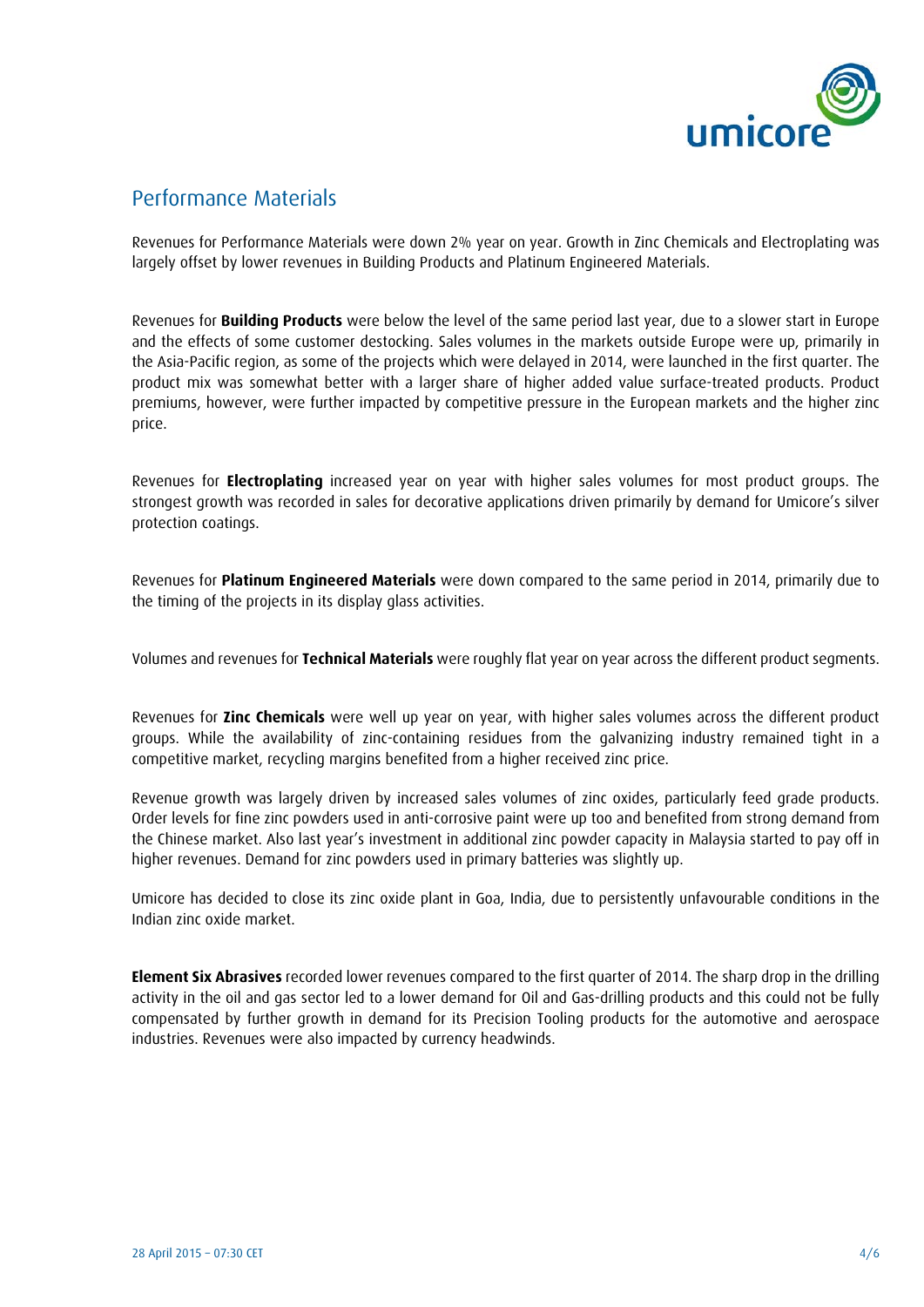## Performance Materials

Revenues for Performance Materials were down 2% year on year. Growth in Zinc Chemicals and Electroplating was largely offset by lower revenues in Building Products and Platinum Engineered Materials.

Revenues for **Building Products** were below the level of the same period last year, due to a slower start in Europe and the effects of some customer destocking. Sales volumes in the markets outside Europe were up, primarily in the Asia-Pacific region, as some of the projects which were delayed in 2014, were launched in the first quarter. The product mix was somewhat better with a larger share of higher added value surface-treated products. Product premiums, however, were further impacted by competitive pressure in the European markets and the higher zinc price.

Revenues for **Electroplating** increased year on year with higher sales volumes for most product groups. The strongest growth was recorded in sales for decorative applications driven primarily by demand for Umicore's silver protection coatings.

Revenues for **Platinum Engineered Materials** were down compared to the same period in 2014, primarily due to the timing of the projects in its display glass activities.

Volumes and revenues for **Technical Materials** were roughly flat year on year across the different product segments.

Revenues for **Zinc Chemicals** were well up year on year, with higher sales volumes across the different product groups. While the availability of zinc-containing residues from the galvanizing industry remained tight in a competitive market, recycling margins benefited from a higher received zinc price.

Revenue growth was largely driven by increased sales volumes of zinc oxides, particularly feed grade products. Order levels for fine zinc powders used in anti-corrosive paint were up too and benefited from strong demand from the Chinese market. Also last year's investment in additional zinc powder capacity in Malaysia started to pay off in higher revenues. Demand for zinc powders used in primary batteries was slightly up.

Umicore has decided to close its zinc oxide plant in Goa, India, due to persistently unfavourable conditions in the Indian zinc oxide market.

**Element Six Abrasives** recorded lower revenues compared to the first quarter of 2014. The sharp drop in the drilling activity in the oil and gas sector led to a lower demand for Oil and Gas-drilling products and this could not be fully compensated by further growth in demand for its Precision Tooling products for the automotive and aerospace industries. Revenues were also impacted by currency headwinds.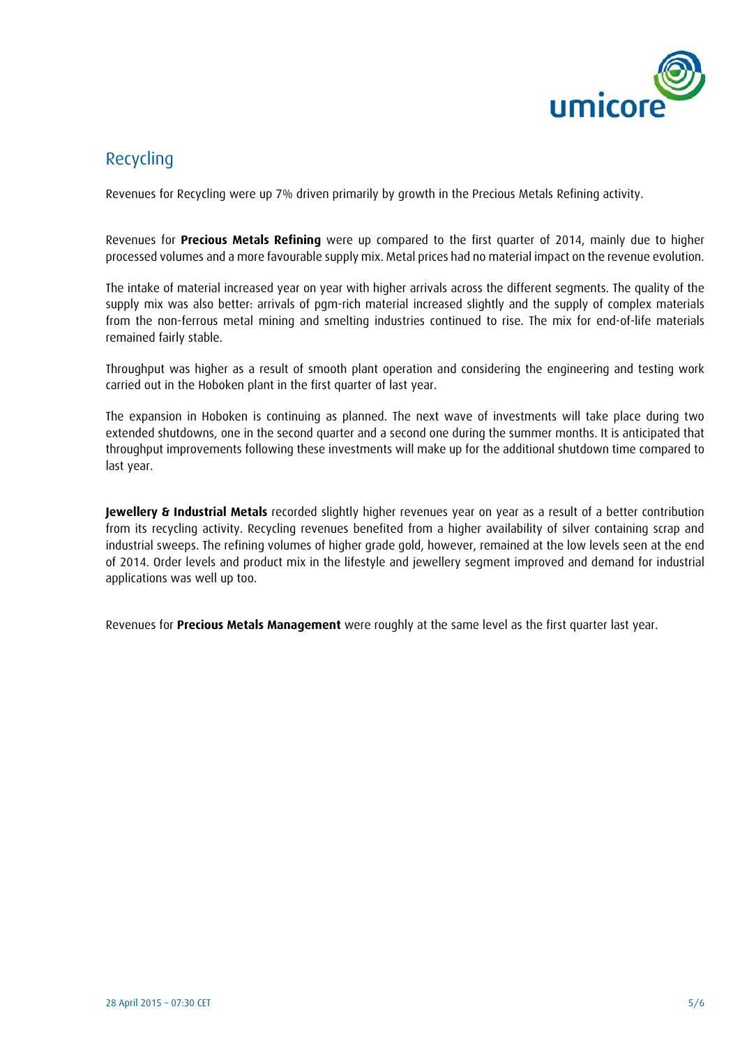## Recycling

Revenues for Recycling were up 7% driven primarily by growth in the Precious Metals Refining activity.

Revenues for **Precious Metals Refining** were up compared to the first quarter of 2014, mainly due to higher processed volumes and a more favourable supply mix. Metal prices had no material impact on the revenue evolution.

The intake of material increased year on year with higher arrivals across the different segments. The quality of the supply mix was also better: arrivals of pgm-rich material increased slightly and the supply of complex materials from the non-ferrous metal mining and smelting industries continued to rise. The mix for end-of-life materials remained fairly stable.

Throughput was higher as a result of smooth plant operation and considering the engineering and testing work carried out in the Hoboken plant in the first quarter of last year.

The expansion in Hoboken is continuing as planned. The next wave of investments will take place during two extended shutdowns, one in the second quarter and a second one during the summer months. It is anticipated that throughput improvements following these investments will make up for the additional shutdown time compared to last year.

**Jewellery & Industrial Metals** recorded slightly higher revenues year on year as a result of a better contribution from its recycling activity. Recycling revenues benefited from a higher availability of silver containing scrap and industrial sweeps. The refining volumes of higher grade gold, however, remained at the low levels seen at the end of 2014. Order levels and product mix in the lifestyle and jewellery segment improved and demand for industrial applications was well up too.

Revenues for **Precious Metals Management** were roughly at the same level as the first quarter last year.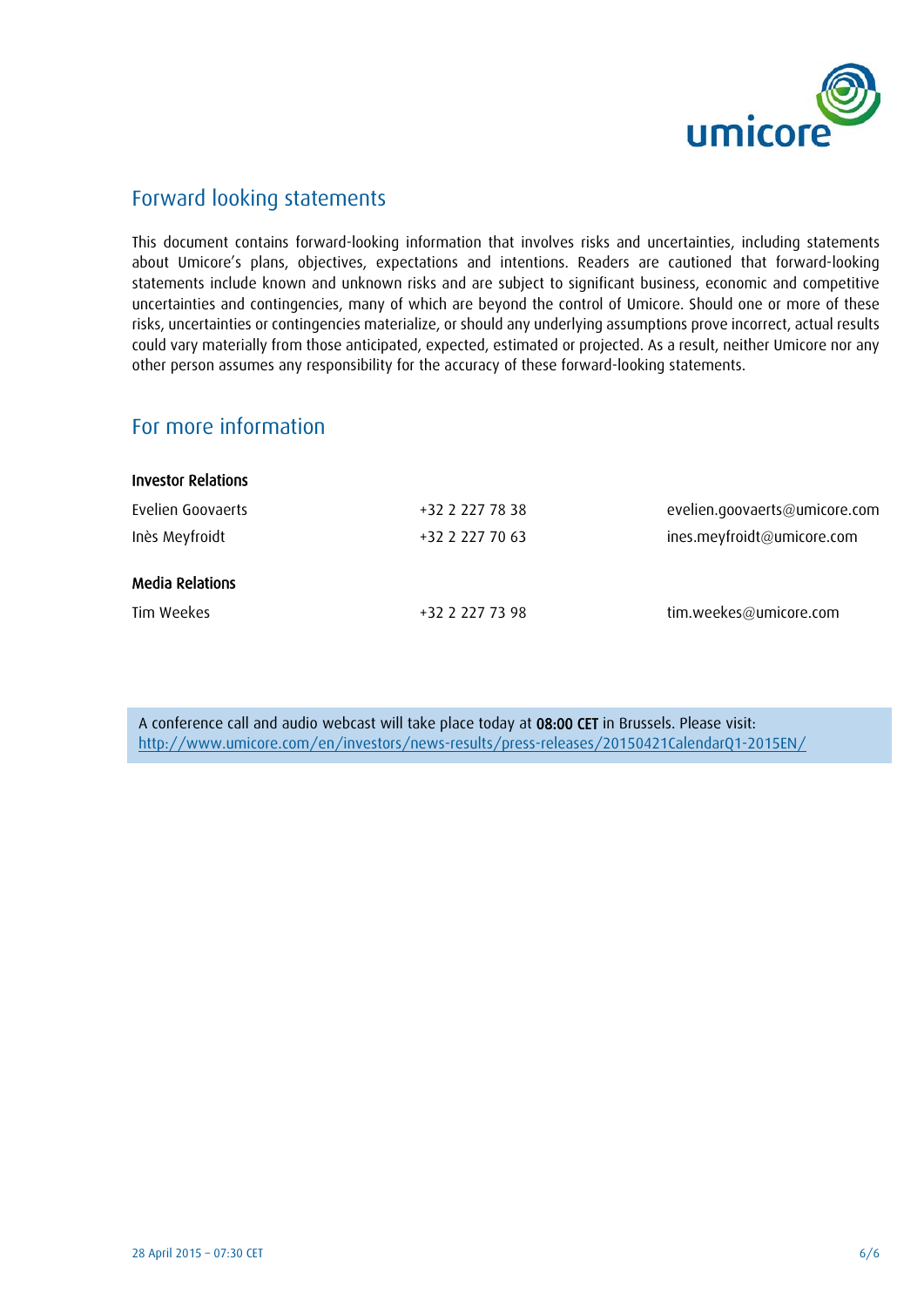## Forward looking statements

This document contains forward-looking information that involves risks and uncertainties, including statements about Umicore's plans, objectives, expectations and intentions. Readers are cautioned that forward-looking statements include known and unknown risks and are subject to significant business, economic and competitive uncertainties and contingencies, many of which are beyond the control of Umicore. Should one or more of these risks, uncertainties or contingencies materialize, or should any underlying assumptions prove incorrect, actual results could vary materially from those anticipated, expected, estimated or projected. As a result, neither Umicore nor any other person assumes any responsibility for the accuracy of these forward-looking statements.

## For more information

**Investor Relations**

| | | |
|---|---|---|
| Evelien Goovaerts | +32 2 227 78 38 | evelien.goovaerts@umicore.com |
| Inès Meyfroidt | +32 2 227 70 63 | ines.meyfroidt@umicore.com |

**Media Relations**

| | | |
|---|---|---|
| Tim Weekes | +32 2 227 73 98 | tim.weekes@umicore.com |

A conference call and audio webcast will take place today at **08:00 CET** in Brussels. Please visit:
http://www.umicore.com/en/investors/news-results/press-releases/20150421CalendarQ1-2015EN/

28 April 2015 – 07:30 CET